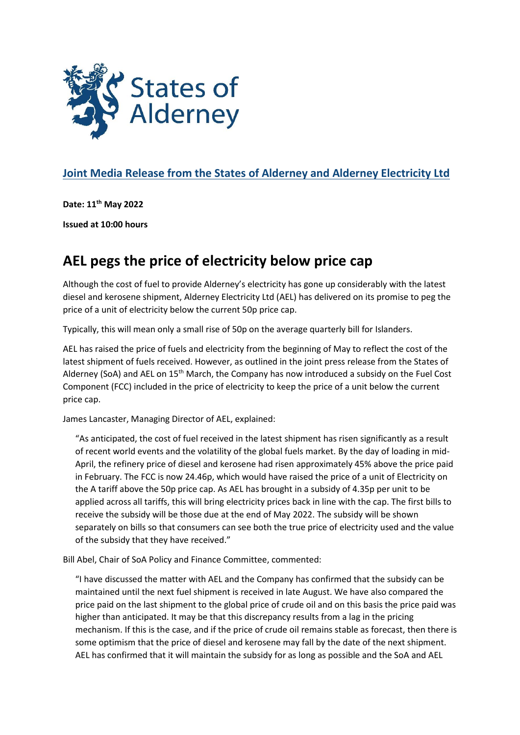States of Alderney

## Joint Media Release from the States of Alderney and Alderney Electricity Ltd

**Date: 11th May 2022**

**Issued at 10:00 hours**

# AEL pegs the price of electricity below price cap

Although the cost of fuel to provide Alderney's electricity has gone up considerably with the latest diesel and kerosene shipment, Alderney Electricity Ltd (AEL) has delivered on its promise to peg the price of a unit of electricity below the current 50p price cap.

Typically, this will mean only a small rise of 50p on the average quarterly bill for Islanders.

AEL has raised the price of fuels and electricity from the beginning of May to reflect the cost of the latest shipment of fuels received. However, as outlined in the joint press release from the States of Alderney (SoA) and AEL on 15th March, the Company has now introduced a subsidy on the Fuel Cost Component (FCC) included in the price of electricity to keep the price of a unit below the current price cap.

James Lancaster, Managing Director of AEL, explained:

> "As anticipated, the cost of fuel received in the latest shipment has risen significantly as a result of recent world events and the volatility of the global fuels market. By the day of loading in mid-April, the refinery price of diesel and kerosene had risen approximately 45% above the price paid in February. The FCC is now 24.46p, which would have raised the price of a unit of Electricity on the A tariff above the 50p price cap. As AEL has brought in a subsidy of 4.35p per unit to be applied across all tariffs, this will bring electricity prices back in line with the cap. The first bills to receive the subsidy will be those due at the end of May 2022. The subsidy will be shown separately on bills so that consumers can see both the true price of electricity used and the value of the subsidy that they have received."

Bill Abel, Chair of SoA Policy and Finance Committee, commented:

> "I have discussed the matter with AEL and the Company has confirmed that the subsidy can be maintained until the next fuel shipment is received in late August. We have also compared the price paid on the last shipment to the global price of crude oil and on this basis the price paid was higher than anticipated. It may be that this discrepancy results from a lag in the pricing mechanism. If this is the case, and if the price of crude oil remains stable as forecast, then there is some optimism that the price of diesel and kerosene may fall by the date of the next shipment. AEL has confirmed that it will maintain the subsidy for as long as possible and the SoA and AEL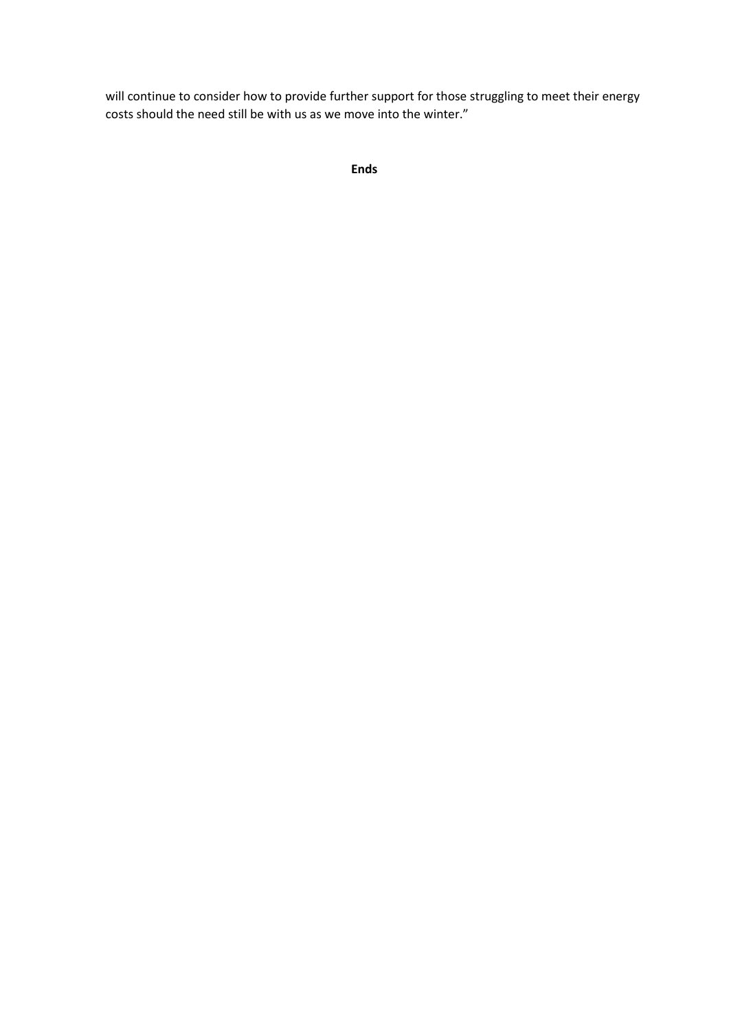will continue to consider how to provide further support for those struggling to meet their energy costs should the need still be with us as we move into the winter."

**Ends**